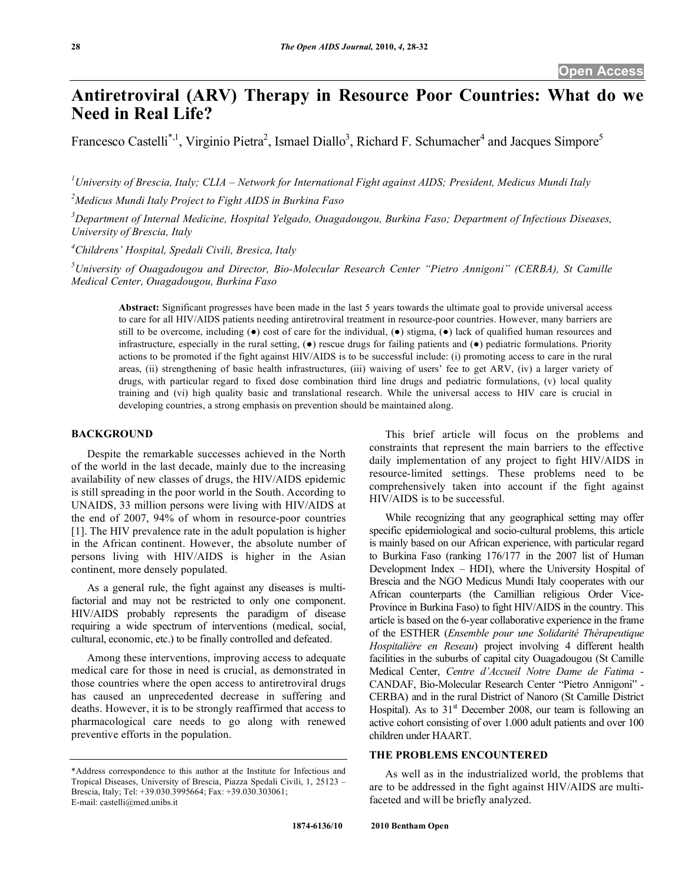# Antiretroviral (ARV) Therapy in Resource Poor Countries: What do we Need in Real Life?

Francesco Castelli[*,1], Virginio Pietra[2], Ismael Diallo[3], Richard F. Schumacher[4] and Jacques Simpore[5]

[1]University of Brescia, Italy; CLIA – Network for International Fight against AIDS; President, Medicus Mundi Italy

[2]Medicus Mundi Italy Project to Fight AIDS in Burkina Faso

[3]Department of Internal Medicine, Hospital Yelgado, Ouagadougou, Burkina Faso; Department of Infectious Diseases, University of Brescia, Italy

[4]Childrens' Hospital, Spedali Civili, Bresica, Italy

[5]University of Ouagadougou and Director, Bio-Molecular Research Center "Pietro Annigoni" (CERBA), St Camille Medical Center, Ouagadougou, Burkina Faso

**Abstract:** Significant progresses have been made in the last 5 years towards the ultimate goal to provide universal access to care for all HIV/AIDS patients needing antiretroviral treatment in resource-poor countries. However, many barriers are still to be overcome, including (●) cost of care for the individual, (●) stigma, (●) lack of qualified human resources and infrastructure, especially in the rural setting, (●) rescue drugs for failing patients and (●) pediatric formulations. Priority actions to be promoted if the fight against HIV/AIDS is to be successful include: (i) promoting access to care in the rural areas, (ii) strengthening of basic health infrastructures, (iii) waiving of users' fee to get ARV, (iv) a larger variety of drugs, with particular regard to fixed dose combination third line drugs and pediatric formulations, (v) local quality training and (vi) high quality basic and translational research. While the universal access to HIV care is crucial in developing countries, a strong emphasis on prevention should be maintained along.

## BACKGROUND

Despite the remarkable successes achieved in the North of the world in the last decade, mainly due to the increasing availability of new classes of drugs, the HIV/AIDS epidemic is still spreading in the poor world in the South. According to UNAIDS, 33 million persons were living with HIV/AIDS at the end of 2007, 94% of whom in resource-poor countries [1]. The HIV prevalence rate in the adult population is higher in the African continent. However, the absolute number of persons living with HIV/AIDS is higher in the Asian continent, more densely populated.

As a general rule, the fight against any diseases is multi-factorial and may not be restricted to only one component. HIV/AIDS probably represents the paradigm of disease requiring a wide spectrum of interventions (medical, social, cultural, economic, etc.) to be finally controlled and defeated.

Among these interventions, improving access to adequate medical care for those in need is crucial, as demonstrated in those countries where the open access to antiretroviral drugs has caused an unprecedented decrease in suffering and deaths. However, it is to be strongly reaffirmed that access to pharmacological care needs to go along with renewed preventive efforts in the population.

This brief article will focus on the problems and constraints that represent the main barriers to the effective daily implementation of any project to fight HIV/AIDS in resource-limited settings. These problems need to be comprehensively taken into account if the fight against HIV/AIDS is to be successful.

While recognizing that any geographical setting may offer specific epidemiological and socio-cultural problems, this article is mainly based on our African experience, with particular regard to Burkina Faso (ranking 176/177 in the 2007 list of Human Development Index – HDI), where the University Hospital of Brescia and the NGO Medicus Mundi Italy cooperates with our African counterparts (the Camillian religious Order Vice-Province in Burkina Faso) to fight HIV/AIDS in the country. This article is based on the 6-year collaborative experience in the frame of the ESTHER (*Ensemble pour une Solidarité Thèrapeutique Hospitalière en Reseau*) project involving 4 different health facilities in the suburbs of capital city Ouagadougou (St Camille Medical Center, *Centre d'Accueil Notre Dame de Fatima* - CANDAF, Bio-Molecular Research Center "Pietro Annigoni" - CERBA) and in the rural District of Nanoro (St Camille District Hospital). As to 31st December 2008, our team is following an active cohort consisting of over 1.000 adult patients and over 100 children under HAART.

## THE PROBLEMS ENCOUNTERED

As well as in the industrialized world, the problems that are to be addressed in the fight against HIV/AIDS are multi-faceted and will be briefly analyzed.

*Address correspondence to this author at the Institute for Infectious and Tropical Diseases, University of Brescia, Piazza Spedali Civili, 1, 25123 – Brescia, Italy; Tel: +39.030.3995664; Fax: +39.030.303061; E-mail: castelli@med.unibs.it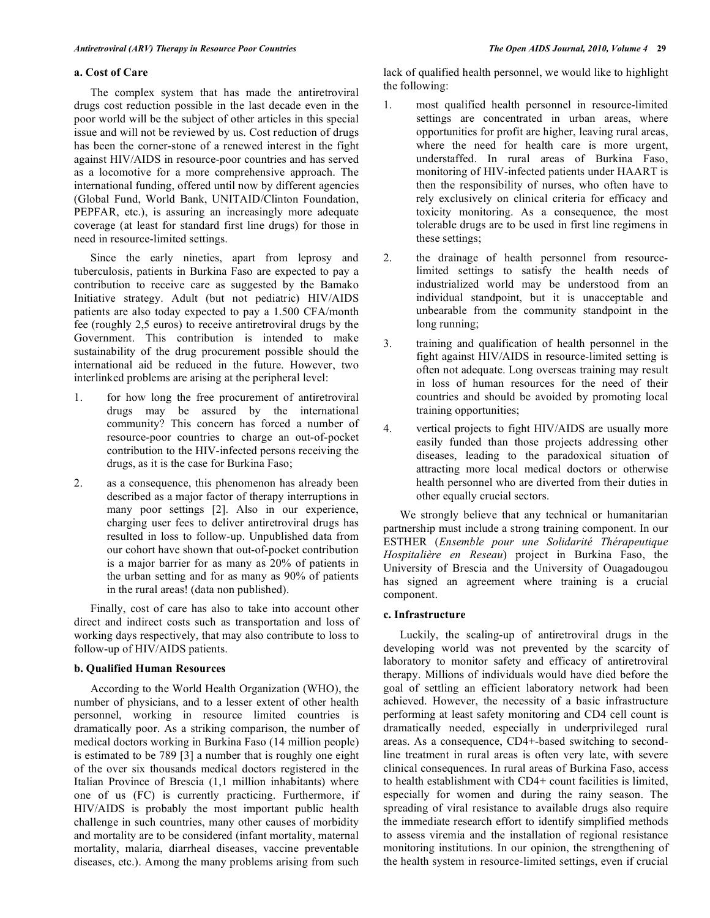### a. Cost of Care

The complex system that has made the antiretroviral drugs cost reduction possible in the last decade even in the poor world will be the subject of other articles in this special issue and will not be reviewed by us. Cost reduction of drugs has been the corner-stone of a renewed interest in the fight against HIV/AIDS in resource-poor countries and has served as a locomotive for a more comprehensive approach. The international funding, offered until now by different agencies (Global Fund, World Bank, UNITAID/Clinton Foundation, PEPFAR, etc.), is assuring an increasingly more adequate coverage (at least for standard first line drugs) for those in need in resource-limited settings.

Since the early nineties, apart from leprosy and tuberculosis, patients in Burkina Faso are expected to pay a contribution to receive care as suggested by the Bamako Initiative strategy. Adult (but not pediatric) HIV/AIDS patients are also today expected to pay a 1.500 CFA/month fee (roughly 2,5 euros) to receive antiretroviral drugs by the Government. This contribution is intended to make sustainability of the drug procurement possible should the international aid be reduced in the future. However, two interlinked problems are arising at the peripheral level:

1. for how long the free procurement of antiretroviral drugs may be assured by the international community? This concern has forced a number of resource-poor countries to charge an out-of-pocket contribution to the HIV-infected persons receiving the drugs, as it is the case for Burkina Faso;
2. as a consequence, this phenomenon has already been described as a major factor of therapy interruptions in many poor settings [2]. Also in our experience, charging user fees to deliver antiretroviral drugs has resulted in loss to follow-up. Unpublished data from our cohort have shown that out-of-pocket contribution is a major barrier for as many as 20% of patients in the urban setting and for as many as 90% of patients in the rural areas! (data non published).

Finally, cost of care has also to take into account other direct and indirect costs such as transportation and loss of working days respectively, that may also contribute to loss to follow-up of HIV/AIDS patients.

### b. Qualified Human Resources

According to the World Health Organization (WHO), the number of physicians, and to a lesser extent of other health personnel, working in resource limited countries is dramatically poor. As a striking comparison, the number of medical doctors working in Burkina Faso (14 million people) is estimated to be 789 [3] a number that is roughly one eight of the over six thousands medical doctors registered in the Italian Province of Brescia (1,1 million inhabitants) where one of us (FC) is currently practicing. Furthermore, if HIV/AIDS is probably the most important public health challenge in such countries, many other causes of morbidity and mortality are to be considered (infant mortality, maternal mortality, malaria, diarrheal diseases, vaccine preventable diseases, etc.). Among the many problems arising from such lack of qualified health personnel, we would like to highlight the following:

1. most qualified health personnel in resource-limited settings are concentrated in urban areas, where opportunities for profit are higher, leaving rural areas, where the need for health care is more urgent, understaffed. In rural areas of Burkina Faso, monitoring of HIV-infected patients under HAART is then the responsibility of nurses, who often have to rely exclusively on clinical criteria for efficacy and toxicity monitoring. As a consequence, the most tolerable drugs are to be used in first line regimens in these settings;
2. the drainage of health personnel from resource-limited settings to satisfy the health needs of industrialized world may be understood from an individual standpoint, but it is unacceptable and unbearable from the community standpoint in the long running;
3. training and qualification of health personnel in the fight against HIV/AIDS in resource-limited setting is often not adequate. Long overseas training may result in loss of human resources for the need of their countries and should be avoided by promoting local training opportunities;
4. vertical projects to fight HIV/AIDS are usually more easily funded than those projects addressing other diseases, leading to the paradoxical situation of attracting more local medical doctors or otherwise health personnel who are diverted from their duties in other equally crucial sectors.

We strongly believe that any technical or humanitarian partnership must include a strong training component. In our ESTHER (*Ensemble pour une Solidarité Thérapeutique Hospitalière en Reseau*) project in Burkina Faso, the University of Brescia and the University of Ouagadougou has signed an agreement where training is a crucial component.

### c. Infrastructure

Luckily, the scaling-up of antiretroviral drugs in the developing world was not prevented by the scarcity of laboratory to monitor safety and efficacy of antiretroviral therapy. Millions of individuals would have died before the goal of settling an efficient laboratory network had been achieved. However, the necessity of a basic infrastructure performing at least safety monitoring and CD4 cell count is dramatically needed, especially in underprivileged rural areas. As a consequence, CD4+-based switching to second-line treatment in rural areas is often very late, with severe clinical consequences. In rural areas of Burkina Faso, access to health establishment with CD4+ count facilities is limited, especially for women and during the rainy season. The spreading of viral resistance to available drugs also require the immediate research effort to identify simplified methods to assess viremia and the installation of regional resistance monitoring institutions. In our opinion, the strengthening of the health system in resource-limited settings, even if crucial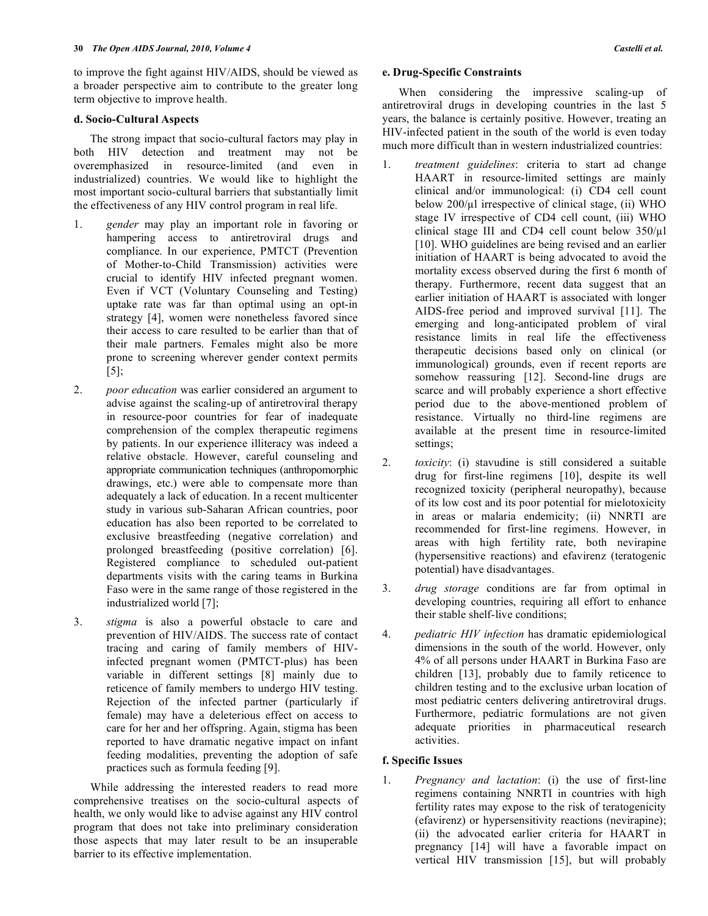to improve the fight against HIV/AIDS, should be viewed as a broader perspective aim to contribute to the greater long term objective to improve health.

### d. Socio-Cultural Aspects

The strong impact that socio-cultural factors may play in both HIV detection and treatment may not be overemphasized in resource-limited (and even in industrialized) countries. We would like to highlight the most important socio-cultural barriers that substantially limit the effectiveness of any HIV control program in real life.

1. *gender* may play an important role in favoring or hampering access to antiretroviral drugs and compliance. In our experience, PMTCT (Prevention of Mother-to-Child Transmission) activities were crucial to identify HIV infected pregnant women. Even if VCT (Voluntary Counseling and Testing) uptake rate was far than optimal using an opt-in strategy [4], women were nonetheless favored since their access to care resulted to be earlier than that of their male partners. Females might also be more prone to screening wherever gender context permits [5];
2. *poor education* was earlier considered an argument to advise against the scaling-up of antiretroviral therapy in resource-poor countries for fear of inadequate comprehension of the complex therapeutic regimens by patients. In our experience illiteracy was indeed a relative obstacle. However, careful counseling and appropriate communication techniques (anthropomorphic drawings, etc.) were able to compensate more than adequately a lack of education. In a recent multicenter study in various sub-Saharan African countries, poor education has also been reported to be correlated to exclusive breastfeeding (negative correlation) and prolonged breastfeeding (positive correlation) [6]. Registered compliance to scheduled out-patient departments visits with the caring teams in Burkina Faso were in the same range of those registered in the industrialized world [7];
3. *stigma* is also a powerful obstacle to care and prevention of HIV/AIDS. The success rate of contact tracing and caring of family members of HIV-infected pregnant women (PMTCT-plus) has been variable in different settings [8] mainly due to reticence of family members to undergo HIV testing. Rejection of the infected partner (particularly if female) may have a deleterious effect on access to care for her and her offspring. Again, stigma has been reported to have dramatic negative impact on infant feeding modalities, preventing the adoption of safe practices such as formula feeding [9].

While addressing the interested readers to read more comprehensive treatises on the socio-cultural aspects of health, we only would like to advise against any HIV control program that does not take into preliminary consideration those aspects that may later result to be an insuperable barrier to its effective implementation.

### e. Drug-Specific Constraints

When considering the impressive scaling-up of antiretroviral drugs in developing countries in the last 5 years, the balance is certainly positive. However, treating an HIV-infected patient in the south of the world is even today much more difficult than in western industrialized countries:

1. *treatment guidelines*: criteria to start ad change HAART in resource-limited settings are mainly clinical and/or immunological: (i) CD4 cell count below 200/µl irrespective of clinical stage, (ii) WHO stage IV irrespective of CD4 cell count, (iii) WHO clinical stage III and CD4 cell count below 350/µl [10]. WHO guidelines are being revised and an earlier initiation of HAART is being advocated to avoid the mortality excess observed during the first 6 month of therapy. Furthermore, recent data suggest that an earlier initiation of HAART is associated with longer AIDS-free period and improved survival [11]. The emerging and long-anticipated problem of viral resistance limits in real life the effectiveness therapeutic decisions based only on clinical (or immunological) grounds, even if recent reports are somehow reassuring [12]. Second-line drugs are scarce and will probably experience a short effective period due to the above-mentioned problem of resistance. Virtually no third-line regimens are available at the present time in resource-limited settings;
2. *toxicity*: (i) stavudine is still considered a suitable drug for first-line regimens [10], despite its well recognized toxicity (peripheral neuropathy), because of its low cost and its poor potential for mielotoxicity in areas or malaria endemicity; (ii) NNRTI are recommended for first-line regimens. However, in areas with high fertility rate, both nevirapine (hypersensitive reactions) and efavirenz (teratogenic potential) have disadvantages.
3. *drug storage* conditions are far from optimal in developing countries, requiring all effort to enhance their stable shelf-live conditions;
4. *pediatric HIV infection* has dramatic epidemiological dimensions in the south of the world. However, only 4% of all persons under HAART in Burkina Faso are children [13], probably due to family reticence to children testing and to the exclusive urban location of most pediatric centers delivering antiretroviral drugs. Furthermore, pediatric formulations are not given adequate priorities in pharmaceutical research activities.

### f. Specific Issues

1. *Pregnancy and lactation*: (i) the use of first-line regimens containing NNRTI in countries with high fertility rates may expose to the risk of teratogenicity (efavirenz) or hypersensitivity reactions (nevirapine); (ii) the advocated earlier criteria for HAART in pregnancy [14] will have a favorable impact on vertical HIV transmission [15], but will probably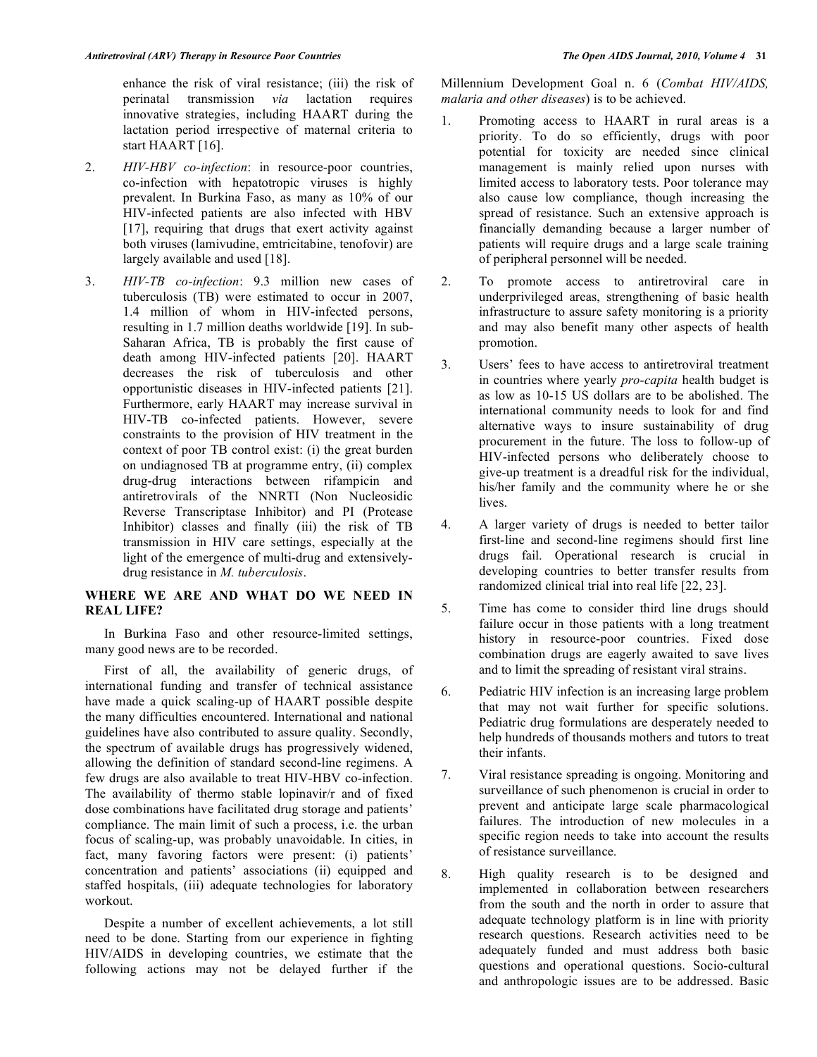enhance the risk of viral resistance; (iii) the risk of perinatal transmission *via* lactation requires innovative strategies, including HAART during the lactation period irrespective of maternal criteria to start HAART [16].

2. *HIV-HBV co-infection*: in resource-poor countries, co-infection with hepatotropic viruses is highly prevalent. In Burkina Faso, as many as 10% of our HIV-infected patients are also infected with HBV [17], requiring that drugs that exert activity against both viruses (lamivudine, emtricitabine, tenofovir) are largely available and used [18].

3. *HIV-TB co-infection*: 9.3 million new cases of tuberculosis (TB) were estimated to occur in 2007, 1.4 million of whom in HIV-infected persons, resulting in 1.7 million deaths worldwide [19]. In sub-Saharan Africa, TB is probably the first cause of death among HIV-infected patients [20]. HAART decreases the risk of tuberculosis and other opportunistic diseases in HIV-infected patients [21]. Furthermore, early HAART may increase survival in HIV-TB co-infected patients. However, severe constraints to the provision of HIV treatment in the context of poor TB control exist: (i) the great burden on undiagnosed TB at programme entry, (ii) complex drug-drug interactions between rifampicin and antiretrovirals of the NNRTI (Non Nucleosidic Reverse Transcriptase Inhibitor) and PI (Protease Inhibitor) classes and finally (iii) the risk of TB transmission in HIV care settings, especially at the light of the emergence of multi-drug and extensively-drug resistance in *M. tuberculosis*.

## WHERE WE ARE AND WHAT DO WE NEED IN REAL LIFE?

In Burkina Faso and other resource-limited settings, many good news are to be recorded.

First of all, the availability of generic drugs, of international funding and transfer of technical assistance have made a quick scaling-up of HAART possible despite the many difficulties encountered. International and national guidelines have also contributed to assure quality. Secondly, the spectrum of available drugs has progressively widened, allowing the definition of standard second-line regimens. A few drugs are also available to treat HIV-HBV co-infection. The availability of thermo stable lopinavir/r and of fixed dose combinations have facilitated drug storage and patients' compliance. The main limit of such a process, i.e. the urban focus of scaling-up, was probably unavoidable. In cities, in fact, many favoring factors were present: (i) patients' concentration and patients' associations (ii) equipped and staffed hospitals, (iii) adequate technologies for laboratory workout.

Despite a number of excellent achievements, a lot still need to be done. Starting from our experience in fighting HIV/AIDS in developing countries, we estimate that the following actions may not be delayed further if the Millennium Development Goal n. 6 (*Combat HIV/AIDS, malaria and other diseases*) is to be achieved.

1. Promoting access to HAART in rural areas is a priority. To do so efficiently, drugs with poor potential for toxicity are needed since clinical management is mainly relied upon nurses with limited access to laboratory tests. Poor tolerance may also cause low compliance, though increasing the spread of resistance. Such an extensive approach is financially demanding because a larger number of patients will require drugs and a large scale training of peripheral personnel will be needed.

2. To promote access to antiretroviral care in underprivileged areas, strengthening of basic health infrastructure to assure safety monitoring is a priority and may also benefit many other aspects of health promotion.

3. Users' fees to have access to antiretroviral treatment in countries where yearly *pro-capita* health budget is as low as 10-15 US dollars are to be abolished. The international community needs to look for and find alternative ways to insure sustainability of drug procurement in the future. The loss to follow-up of HIV-infected persons who deliberately choose to give-up treatment is a dreadful risk for the individual, his/her family and the community where he or she lives.

4. A larger variety of drugs is needed to better tailor first-line and second-line regimens should first line drugs fail. Operational research is crucial in developing countries to better transfer results from randomized clinical trial into real life [22, 23].

5. Time has come to consider third line drugs should failure occur in those patients with a long treatment history in resource-poor countries. Fixed dose combination drugs are eagerly awaited to save lives and to limit the spreading of resistant viral strains.

6. Pediatric HIV infection is an increasing large problem that may not wait further for specific solutions. Pediatric drug formulations are desperately needed to help hundreds of thousands mothers and tutors to treat their infants.

7. Viral resistance spreading is ongoing. Monitoring and surveillance of such phenomenon is crucial in order to prevent and anticipate large scale pharmacological failures. The introduction of new molecules in a specific region needs to take into account the results of resistance surveillance.

8. High quality research is to be designed and implemented in collaboration between researchers from the south and the north in order to assure that adequate technology platform is in line with priority research questions. Research activities need to be adequately funded and must address both basic questions and operational questions. Socio-cultural and anthropologic issues are to be addressed. Basic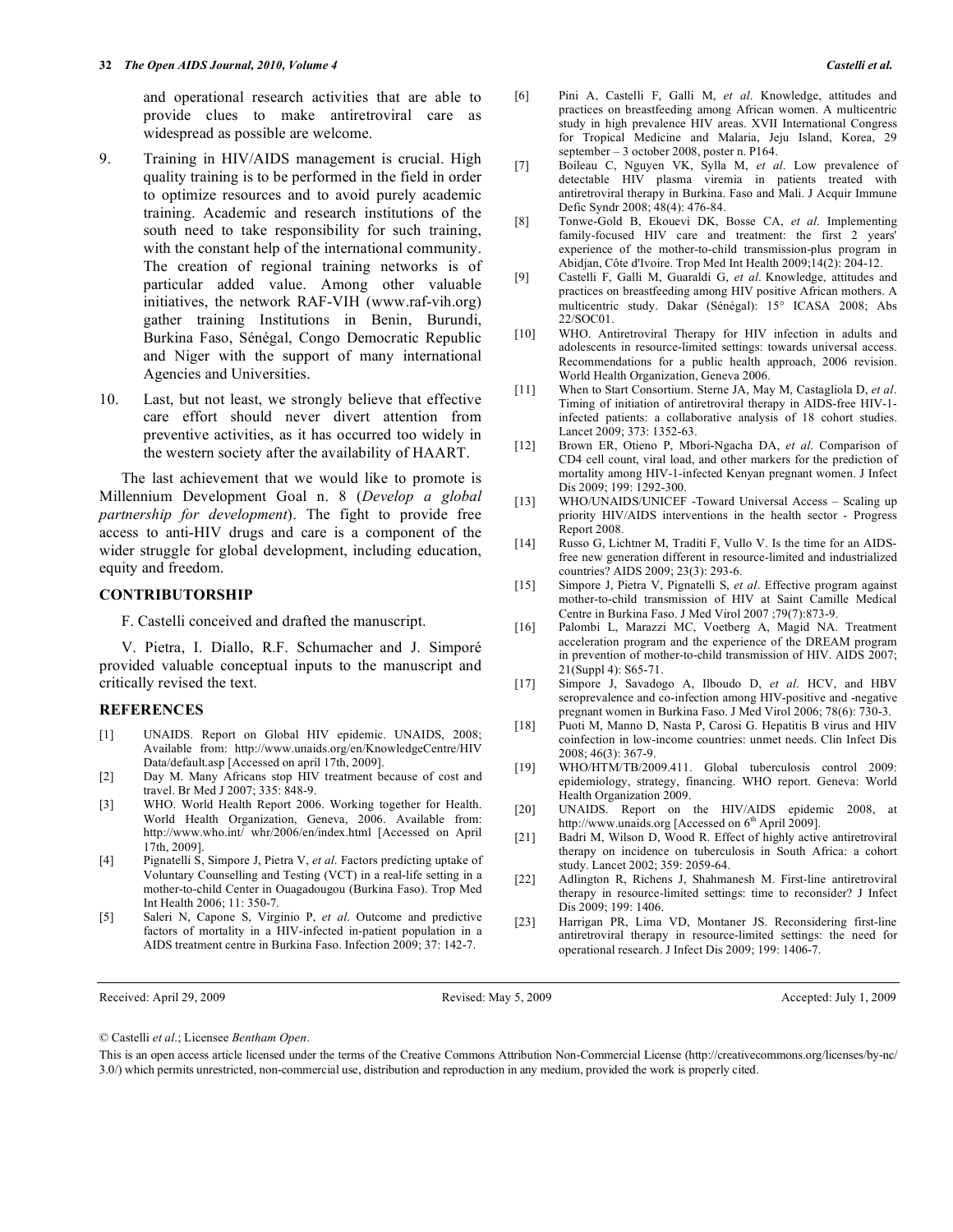and operational research activities that are able to provide clues to make antiretroviral care as widespread as possible are welcome.

9. Training in HIV/AIDS management is crucial. High quality training is to be performed in the field in order to optimize resources and to avoid purely academic training. Academic and research institutions of the south need to take responsibility for such training, with the constant help of the international community. The creation of regional training networks is of particular added value. Among other valuable initiatives, the network RAF-VIH (www.raf-vih.org) gather training Institutions in Benin, Burundi, Burkina Faso, Sénégal, Congo Democratic Republic and Niger with the support of many international Agencies and Universities.

10. Last, but not least, we strongly believe that effective care effort should never divert attention from preventive activities, as it has occurred too widely in the western society after the availability of HAART.

The last achievement that we would like to promote is Millennium Development Goal n. 8 (*Develop a global partnership for development*). The fight to provide free access to anti-HIV drugs and care is a component of the wider struggle for global development, including education, equity and freedom.

## CONTRIBUTORSHIP

F. Castelli conceived and drafted the manuscript.

V. Pietra, I. Diallo, R.F. Schumacher and J. Simporé provided valuable conceptual inputs to the manuscript and critically revised the text.

## REFERENCES

[1] UNAIDS. Report on Global HIV epidemic. UNAIDS, 2008; Available from: http://www.unaids.org/en/KnowledgeCentre/HIV Data/default.asp [Accessed on april 17th, 2009].

[2] Day M. Many Africans stop HIV treatment because of cost and travel. Br Med J 2007; 335: 848-9.

[3] WHO. World Health Report 2006. Working together for Health. World Health Organization, Geneva, 2006. Available from: http://www.who.int/ whr/2006/en/index.html [Accessed on April 17th, 2009].

[4] Pignatelli S, Simpore J, Pietra V, *et al*. Factors predicting uptake of Voluntary Counselling and Testing (VCT) in a real-life setting in a mother-to-child Center in Ouagadougou (Burkina Faso). Trop Med Int Health 2006; 11: 350-7.

[5] Saleri N, Capone S, Virginio P, *et al*. Outcome and predictive factors of mortality in a HIV-infected in-patient population in a AIDS treatment centre in Burkina Faso. Infection 2009; 37: 142-7.

[6] Pini A, Castelli F, Galli M, *et al*. Knowledge, attitudes and practices on breastfeeding among African women. A multicentric study in high prevalence HIV areas. XVII International Congress for Tropical Medicine and Malaria, Jeju Island, Korea, 29 september – 3 october 2008, poster n. P164.

[7] Boileau C, Nguyen VK, Sylla M, *et al*. Low prevalence of detectable HIV plasma viremia in patients treated with antiretroviral therapy in Burkina. Faso and Mali. J Acquir Immune Defic Syndr 2008; 48(4): 476-84.

[8] Tonwe-Gold B, Ekouevi DK, Bosse CA, *et al*. Implementing family-focused HIV care and treatment: the first 2 years' experience of the mother-to-child transmission-plus program in Abidjan, Côte d'Ivoire. Trop Med Int Health 2009;14(2): 204-12.

[9] Castelli F, Galli M, Guaraldi G, *et al*. Knowledge, attitudes and practices on breastfeeding among HIV positive African mothers. A multicentric study. Dakar (Sénégal): 15° ICASA 2008; Abs 22/SOC01.

[10] WHO. Antiretroviral Therapy for HIV infection in adults and adolescents in resource-limited settings: towards universal access. Recommendations for a public health approach, 2006 revision. World Health Organization, Geneva 2006.

[11] When to Start Consortium. Sterne JA, May M, Castagliola D, *et al*. Timing of initiation of antiretroviral therapy in AIDS-free HIV-1-infected patients: a collaborative analysis of 18 cohort studies. Lancet 2009; 373: 1352-63.

[12] Brown ER, Otieno P, Mbori-Ngacha DA, *et al*. Comparison of CD4 cell count, viral load, and other markers for the prediction of mortality among HIV-1-infected Kenyan pregnant women. J Infect Dis 2009; 199: 1292-300.

[13] WHO/UNAIDS/UNICEF -Toward Universal Access – Scaling up priority HIV/AIDS interventions in the health sector - Progress Report 2008.

[14] Russo G, Lichtner M, Traditi F, Vullo V. Is the time for an AIDS-free new generation different in resource-limited and industrialized countries? AIDS 2009; 23(3): 293-6.

[15] Simpore J, Pietra V, Pignatelli S, *et al*. Effective program against mother-to-child transmission of HIV at Saint Camille Medical Centre in Burkina Faso. J Med Virol 2007 ;79(7):873-9.

[16] Palombi L, Marazzi MC, Voetberg A, Magid NA. Treatment acceleration program and the experience of the DREAM program in prevention of mother-to-child transmission of HIV. AIDS 2007; 21(Suppl 4): S65-71.

[17] Simpore J, Savadogo A, Ilboudo D, *et al*. HCV, and HBV seroprevalence and co-infection among HIV-positive and -negative pregnant women in Burkina Faso. J Med Virol 2006; 78(6): 730-3.

[18] Puoti M, Manno D, Nasta P, Carosi G. Hepatitis B virus and HIV coinfection in low-income countries: unmet needs. Clin Infect Dis 2008; 46(3): 367-9.

[19] WHO/HTM/TB/2009.411. Global tuberculosis control 2009: epidemiology, strategy, financing. WHO report. Geneva: World Health Organization 2009.

[20] UNAIDS. Report on the HIV/AIDS epidemic 2008, at http://www.unaids.org [Accessed on 6th April 2009].

[21] Badri M, Wilson D, Wood R. Effect of highly active antiretroviral therapy on incidence on tuberculosis in South Africa: a cohort study. Lancet 2002; 359: 2059-64.

[22] Adlington R, Richens J, Shahmanesh M. First-line antiretroviral therapy in resource-limited settings: time to reconsider? J Infect Dis 2009; 199: 1406.

[23] Harrigan PR, Lima VD, Montaner JS. Reconsidering first-line antiretroviral therapy in resource-limited settings: the need for operational research. J Infect Dis 2009; 199: 1406-7.

Received: April 29, 2009 Revised: May 5, 2009 Accepted: July 1, 2009

© Castelli *et al*.; Licensee *Bentham Open*.

This is an open access article licensed under the terms of the Creative Commons Attribution Non-Commercial License (http://creativecommons.org/licenses/by-nc/3.0/) which permits unrestricted, non-commercial use, distribution and reproduction in any medium, provided the work is properly cited.